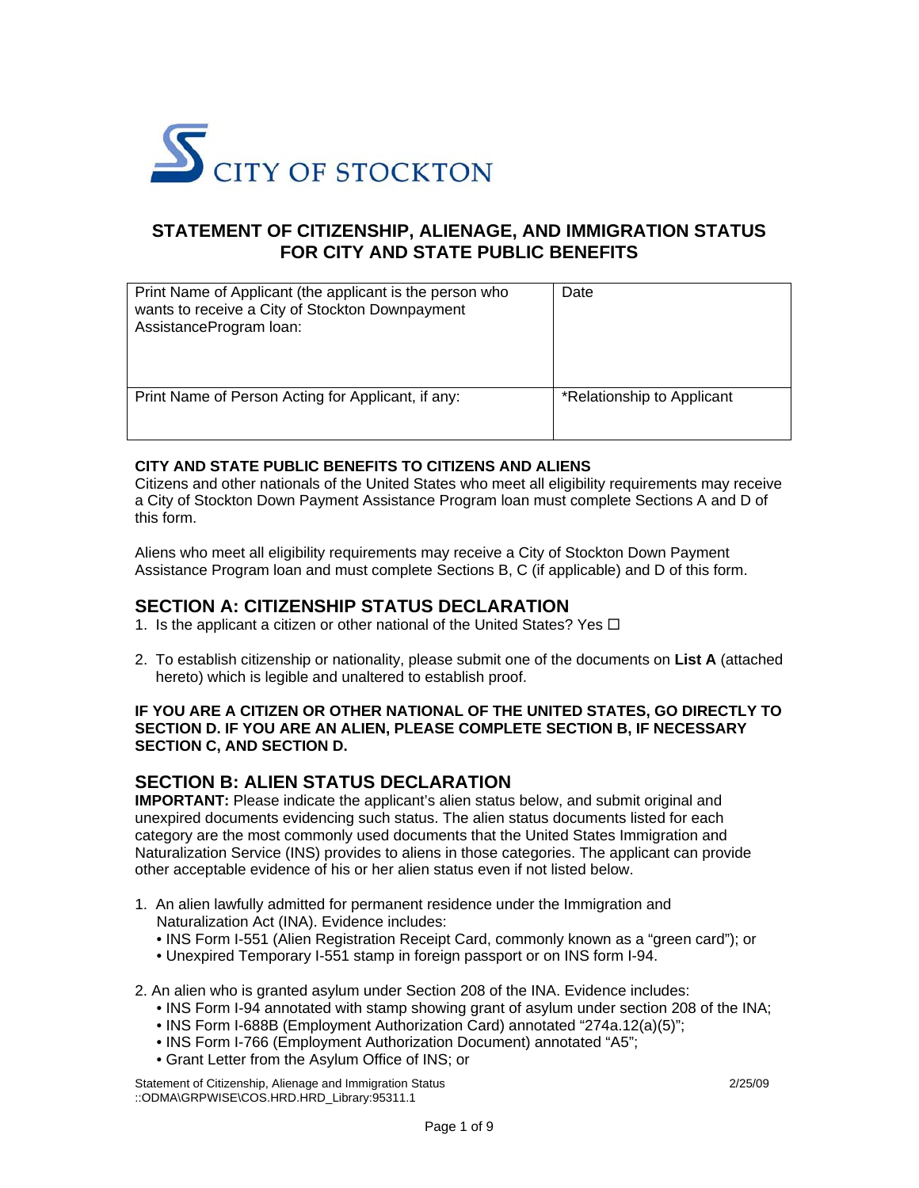CITY OF STOCKTON

# STATEMENT OF CITIZENSHIP, ALIENAGE, AND IMMIGRATION STATUS FOR CITY AND STATE PUBLIC BENEFITS

| Print Name of Applicant (the applicant is the person who wants to receive a City of Stockton Downpayment AssistanceProgram loan: | Date |
| --- | --- |
| Print Name of Person Acting for Applicant, if any: | *Relationship to Applicant |

**CITY AND STATE PUBLIC BENEFITS TO CITIZENS AND ALIENS**

Citizens and other nationals of the United States who meet all eligibility requirements may receive a City of Stockton Down Payment Assistance Program loan must complete Sections A and D of this form.

Aliens who meet all eligibility requirements may receive a City of Stockton Down Payment Assistance Program loan and must complete Sections B, C (if applicable) and D of this form.

## SECTION A: CITIZENSHIP STATUS DECLARATION

1. Is the applicant a citizen or other national of the United States? Yes ☐

2. To establish citizenship or nationality, please submit one of the documents on **List A** (attached hereto) which is legible and unaltered to establish proof.

**IF YOU ARE A CITIZEN OR OTHER NATIONAL OF THE UNITED STATES, GO DIRECTLY TO SECTION D. IF YOU ARE AN ALIEN, PLEASE COMPLETE SECTION B, IF NECESSARY SECTION C, AND SECTION D.**

## SECTION B: ALIEN STATUS DECLARATION

**IMPORTANT:** Please indicate the applicant's alien status below, and submit original and unexpired documents evidencing such status. The alien status documents listed for each category are the most commonly used documents that the United States Immigration and Naturalization Service (INS) provides to aliens in those categories. The applicant can provide other acceptable evidence of his or her alien status even if not listed below.

1. An alien lawfully admitted for permanent residence under the Immigration and Naturalization Act (INA). Evidence includes:
   - INS Form I-551 (Alien Registration Receipt Card, commonly known as a "green card"); or
   - Unexpired Temporary I-551 stamp in foreign passport or on INS form I-94.

2. An alien who is granted asylum under Section 208 of the INA. Evidence includes:
   - INS Form I-94 annotated with stamp showing grant of asylum under section 208 of the INA;
   - INS Form I-688B (Employment Authorization Card) annotated "274a.12(a)(5)";
   - INS Form I-766 (Employment Authorization Document) annotated "A5";
   - Grant Letter from the Asylum Office of INS; or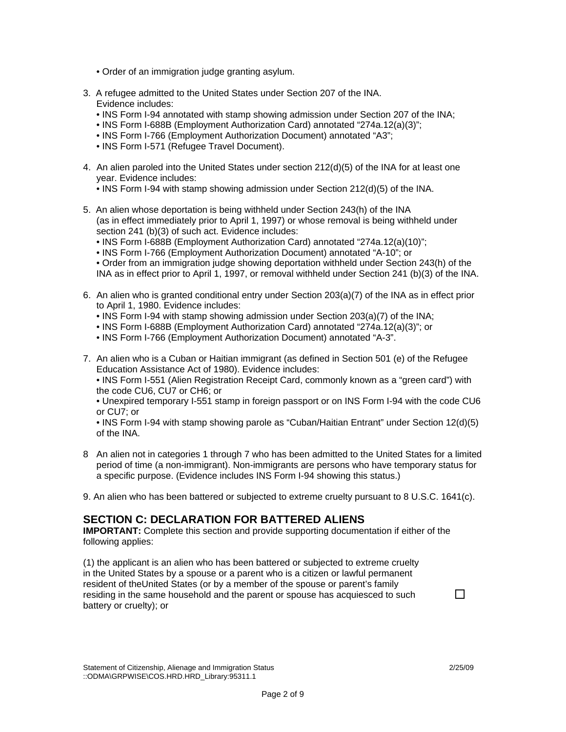- Order of an immigration judge granting asylum.

3. A refugee admitted to the United States under Section 207 of the INA. Evidence includes:
   - INS Form I-94 annotated with stamp showing admission under Section 207 of the INA;
   - INS Form I-688B (Employment Authorization Card) annotated "274a.12(a)(3)";
   - INS Form I-766 (Employment Authorization Document) annotated "A3";
   - INS Form I-571 (Refugee Travel Document).

4. An alien paroled into the United States under section 212(d)(5) of the INA for at least one year. Evidence includes:
   - INS Form I-94 with stamp showing admission under Section 212(d)(5) of the INA.

5. An alien whose deportation is being withheld under Section 243(h) of the INA (as in effect immediately prior to April 1, 1997) or whose removal is being withheld under section 241 (b)(3) of such act. Evidence includes:
   - INS Form I-688B (Employment Authorization Card) annotated "274a.12(a)(10)";
   - INS Form I-766 (Employment Authorization Document) annotated "A-10"; or
   - Order from an immigration judge showing deportation withheld under Section 243(h) of the INA as in effect prior to April 1, 1997, or removal withheld under Section 241 (b)(3) of the INA.

6. An alien who is granted conditional entry under Section 203(a)(7) of the INA as in effect prior to April 1, 1980. Evidence includes:
   - INS Form I-94 with stamp showing admission under Section 203(a)(7) of the INA;
   - INS Form I-688B (Employment Authorization Card) annotated "274a.12(a)(3)"; or
   - INS Form I-766 (Employment Authorization Document) annotated "A-3".

7. An alien who is a Cuban or Haitian immigrant (as defined in Section 501 (e) of the Refugee Education Assistance Act of 1980). Evidence includes:
   - INS Form I-551 (Alien Registration Receipt Card, commonly known as a "green card") with the code CU6, CU7 or CH6; or
   - Unexpired temporary I-551 stamp in foreign passport or on INS Form I-94 with the code CU6 or CU7; or
   - INS Form I-94 with stamp showing parole as "Cuban/Haitian Entrant" under Section 12(d)(5) of the INA.

8 An alien not in categories 1 through 7 who has been admitted to the United States for a limited period of time (a non-immigrant). Non-immigrants are persons who have temporary status for a specific purpose. (Evidence includes INS Form I-94 showing this status.)

9. An alien who has been battered or subjected to extreme cruelty pursuant to 8 U.S.C. 1641(c).

## SECTION C: DECLARATION FOR BATTERED ALIENS

**IMPORTANT:** Complete this section and provide supporting documentation if either of the following applies:

(1) the applicant is an alien who has been battered or subjected to extreme cruelty in the United States by a spouse or a parent who is a citizen or lawful permanent resident of theUnited States (or by a member of the spouse or parent's family residing in the same household and the parent or spouse has acquiesced to such battery or cruelty); or ☐

Statement of Citizenship, Alienage and Immigration Status 2/25/09
::ODMA\GRPWISE\COS.HRD.HRD_Library:95311.1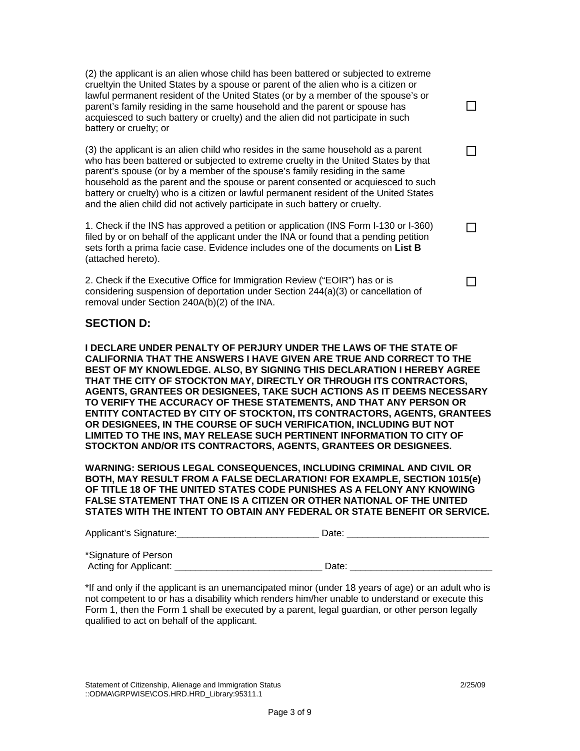(2) the applicant is an alien whose child has been battered or subjected to extreme crueltyin the United States by a spouse or parent of the alien who is a citizen or lawful permanent resident of the United States (or by a member of the spouse's or parent's family residing in the same household and the parent or spouse has acquiesced to such battery or cruelty) and the alien did not participate in such battery or cruelty; or ☐

(3) the applicant is an alien child who resides in the same household as a parent who has been battered or subjected to extreme cruelty in the United States by that parent's spouse (or by a member of the spouse's family residing in the same household as the parent and the spouse or parent consented or acquiesced to such battery or cruelty) who is a citizen or lawful permanent resident of the United States and the alien child did not actively participate in such battery or cruelty. ☐

1. Check if the INS has approved a petition or application (INS Form I-130 or I-360) filed by or on behalf of the applicant under the INA or found that a pending petition sets forth a prima facie case. Evidence includes one of the documents on **List B** (attached hereto). ☐

2. Check if the Executive Office for Immigration Review ("EOIR") has or is considering suspension of deportation under Section 244(a)(3) or cancellation of removal under Section 240A(b)(2) of the INA. ☐

## SECTION D:

**I DECLARE UNDER PENALTY OF PERJURY UNDER THE LAWS OF THE STATE OF CALIFORNIA THAT THE ANSWERS I HAVE GIVEN ARE TRUE AND CORRECT TO THE BEST OF MY KNOWLEDGE. ALSO, BY SIGNING THIS DECLARATION I HEREBY AGREE THAT THE CITY OF STOCKTON MAY, DIRECTLY OR THROUGH ITS CONTRACTORS, AGENTS, GRANTEES OR DESIGNEES, TAKE SUCH ACTIONS AS IT DEEMS NECESSARY TO VERIFY THE ACCURACY OF THESE STATEMENTS, AND THAT ANY PERSON OR ENTITY CONTACTED BY CITY OF STOCKTON, ITS CONTRACTORS, AGENTS, GRANTEES OR DESIGNEES, IN THE COURSE OF SUCH VERIFICATION, INCLUDING BUT NOT LIMITED TO THE INS, MAY RELEASE SUCH PERTINENT INFORMATION TO CITY OF STOCKTON AND/OR ITS CONTRACTORS, AGENTS, GRANTEES OR DESIGNEES.**

**WARNING: SERIOUS LEGAL CONSEQUENCES, INCLUDING CRIMINAL AND CIVIL OR BOTH, MAY RESULT FROM A FALSE DECLARATION! FOR EXAMPLE, SECTION 1015(e) OF TITLE 18 OF THE UNITED STATES CODE PUNISHES AS A FELONY ANY KNOWING FALSE STATEMENT THAT ONE IS A CITIZEN OR OTHER NATIONAL OF THE UNITED STATES WITH THE INTENT TO OBTAIN ANY FEDERAL OR STATE BENEFIT OR SERVICE.**

Applicant's Signature:___________________________ Date: ___________________________

*Signature of Person
Acting for Applicant: ____________________________ Date: ___________________________

*If and only if the applicant is an unemancipated minor (under 18 years of age) or an adult who is not competent to or has a disability which renders him/her unable to understand or execute this Form 1, then the Form 1 shall be executed by a parent, legal guardian, or other person legally qualified to act on behalf of the applicant.

Statement of Citizenship, Alienage and Immigration Status 2/25/09
::ODMA\GRPWISE\COS.HRD.HRD_Library:95311.1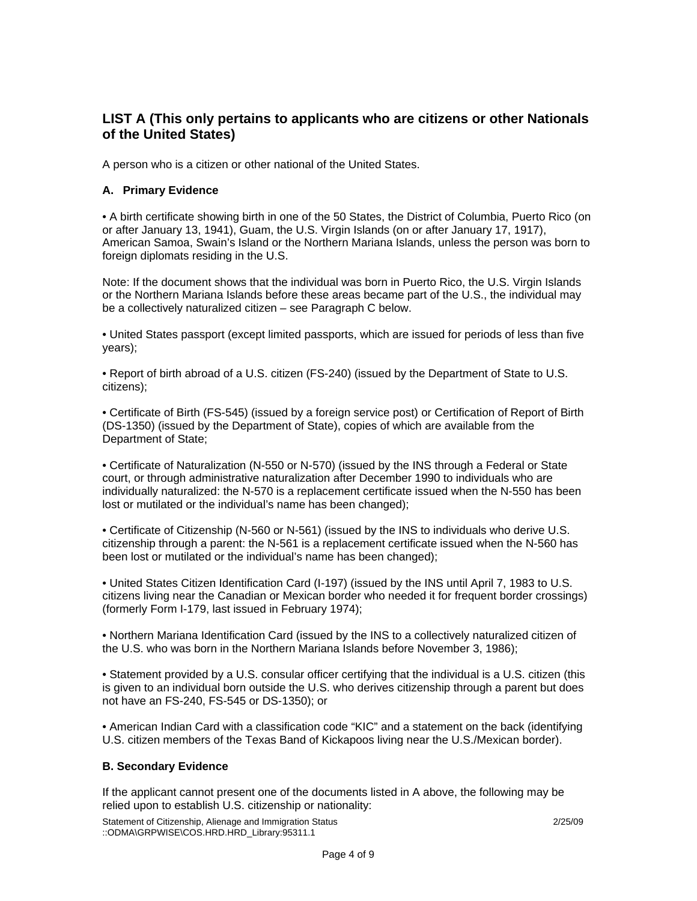## LIST A (This only pertains to applicants who are citizens or other Nationals of the United States)

A person who is a citizen or other national of the United States.

### A. Primary Evidence

• A birth certificate showing birth in one of the 50 States, the District of Columbia, Puerto Rico (on or after January 13, 1941), Guam, the U.S. Virgin Islands (on or after January 17, 1917), American Samoa, Swain's Island or the Northern Mariana Islands, unless the person was born to foreign diplomats residing in the U.S.

Note: If the document shows that the individual was born in Puerto Rico, the U.S. Virgin Islands or the Northern Mariana Islands before these areas became part of the U.S., the individual may be a collectively naturalized citizen – see Paragraph C below.

• United States passport (except limited passports, which are issued for periods of less than five years);

• Report of birth abroad of a U.S. citizen (FS-240) (issued by the Department of State to U.S. citizens);

• Certificate of Birth (FS-545) (issued by a foreign service post) or Certification of Report of Birth (DS-1350) (issued by the Department of State), copies of which are available from the Department of State;

• Certificate of Naturalization (N-550 or N-570) (issued by the INS through a Federal or State court, or through administrative naturalization after December 1990 to individuals who are individually naturalized: the N-570 is a replacement certificate issued when the N-550 has been lost or mutilated or the individual's name has been changed);

• Certificate of Citizenship (N-560 or N-561) (issued by the INS to individuals who derive U.S. citizenship through a parent: the N-561 is a replacement certificate issued when the N-560 has been lost or mutilated or the individual's name has been changed);

• United States Citizen Identification Card (I-197) (issued by the INS until April 7, 1983 to U.S. citizens living near the Canadian or Mexican border who needed it for frequent border crossings) (formerly Form I-179, last issued in February 1974);

• Northern Mariana Identification Card (issued by the INS to a collectively naturalized citizen of the U.S. who was born in the Northern Mariana Islands before November 3, 1986);

• Statement provided by a U.S. consular officer certifying that the individual is a U.S. citizen (this is given to an individual born outside the U.S. who derives citizenship through a parent but does not have an FS-240, FS-545 or DS-1350); or

• American Indian Card with a classification code "KIC" and a statement on the back (identifying U.S. citizen members of the Texas Band of Kickapoos living near the U.S./Mexican border).

### B. Secondary Evidence

If the applicant cannot present one of the documents listed in A above, the following may be relied upon to establish U.S. citizenship or nationality: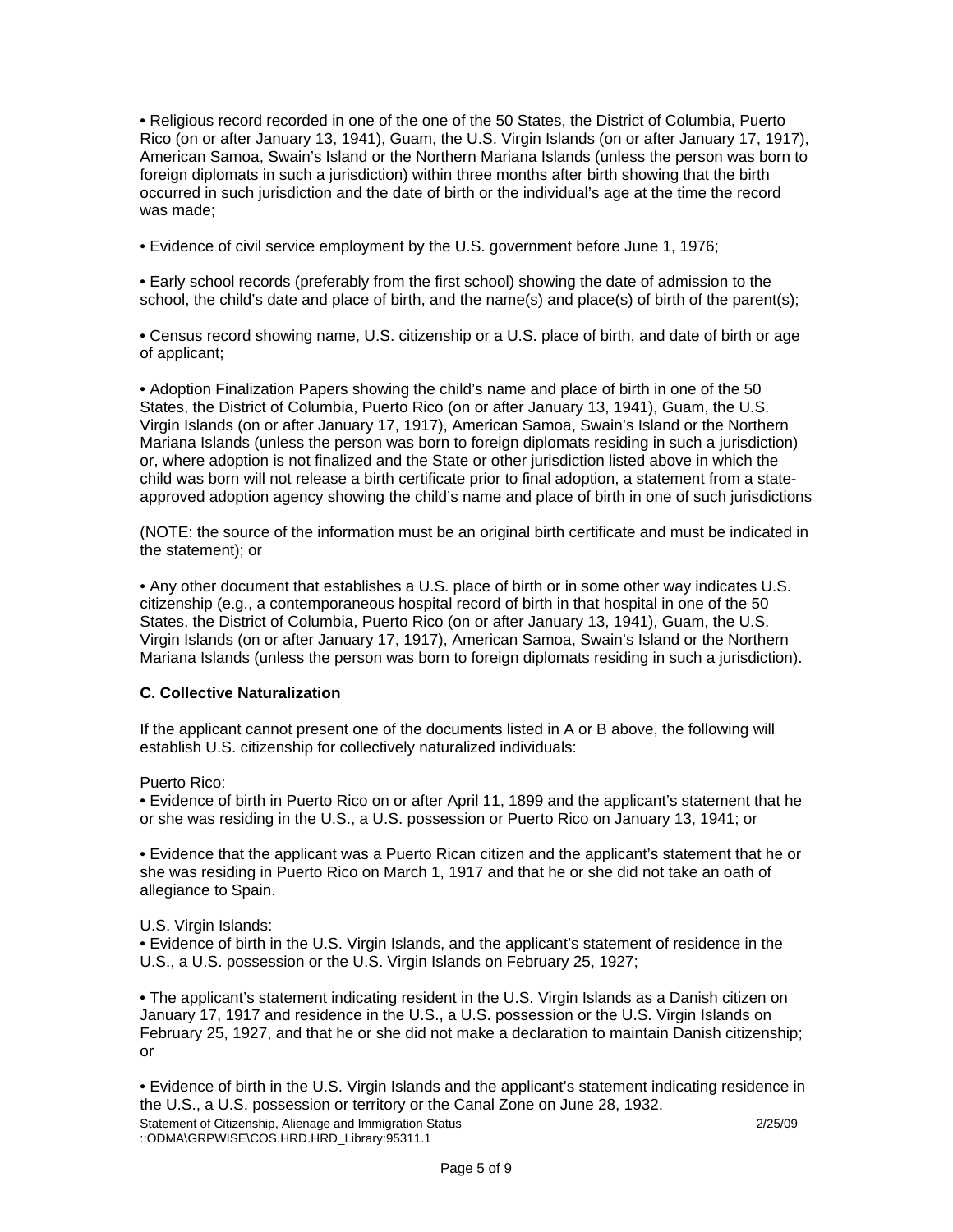- Religious record recorded in one of the one of the 50 States, the District of Columbia, Puerto Rico (on or after January 13, 1941), Guam, the U.S. Virgin Islands (on or after January 17, 1917), American Samoa, Swain's Island or the Northern Mariana Islands (unless the person was born to foreign diplomats in such a jurisdiction) within three months after birth showing that the birth occurred in such jurisdiction and the date of birth or the individual's age at the time the record was made;

- Evidence of civil service employment by the U.S. government before June 1, 1976;

- Early school records (preferably from the first school) showing the date of admission to the school, the child's date and place of birth, and the name(s) and place(s) of birth of the parent(s);

- Census record showing name, U.S. citizenship or a U.S. place of birth, and date of birth or age of applicant;

- Adoption Finalization Papers showing the child's name and place of birth in one of the 50 States, the District of Columbia, Puerto Rico (on or after January 13, 1941), Guam, the U.S. Virgin Islands (on or after January 17, 1917), American Samoa, Swain's Island or the Northern Mariana Islands (unless the person was born to foreign diplomats residing in such a jurisdiction) or, where adoption is not finalized and the State or other jurisdiction listed above in which the child was born will not release a birth certificate prior to final adoption, a statement from a state-approved adoption agency showing the child's name and place of birth in one of such jurisdictions

(NOTE: the source of the information must be an original birth certificate and must be indicated in the statement); or

- Any other document that establishes a U.S. place of birth or in some other way indicates U.S. citizenship (e.g., a contemporaneous hospital record of birth in that hospital in one of the 50 States, the District of Columbia, Puerto Rico (on or after January 13, 1941), Guam, the U.S. Virgin Islands (on or after January 17, 1917), American Samoa, Swain's Island or the Northern Mariana Islands (unless the person was born to foreign diplomats residing in such a jurisdiction).

**C. Collective Naturalization**

If the applicant cannot present one of the documents listed in A or B above, the following will establish U.S. citizenship for collectively naturalized individuals:

Puerto Rico:

- Evidence of birth in Puerto Rico on or after April 11, 1899 and the applicant's statement that he or she was residing in the U.S., a U.S. possession or Puerto Rico on January 13, 1941; or

- Evidence that the applicant was a Puerto Rican citizen and the applicant's statement that he or she was residing in Puerto Rico on March 1, 1917 and that he or she did not take an oath of allegiance to Spain.

U.S. Virgin Islands:

- Evidence of birth in the U.S. Virgin Islands, and the applicant's statement of residence in the U.S., a U.S. possession or the U.S. Virgin Islands on February 25, 1927;

- The applicant's statement indicating resident in the U.S. Virgin Islands as a Danish citizen on January 17, 1917 and residence in the U.S., a U.S. possession or the U.S. Virgin Islands on February 25, 1927, and that he or she did not make a declaration to maintain Danish citizenship; or

- Evidence of birth in the U.S. Virgin Islands and the applicant's statement indicating residence in the U.S., a U.S. possession or territory or the Canal Zone on June 28, 1932.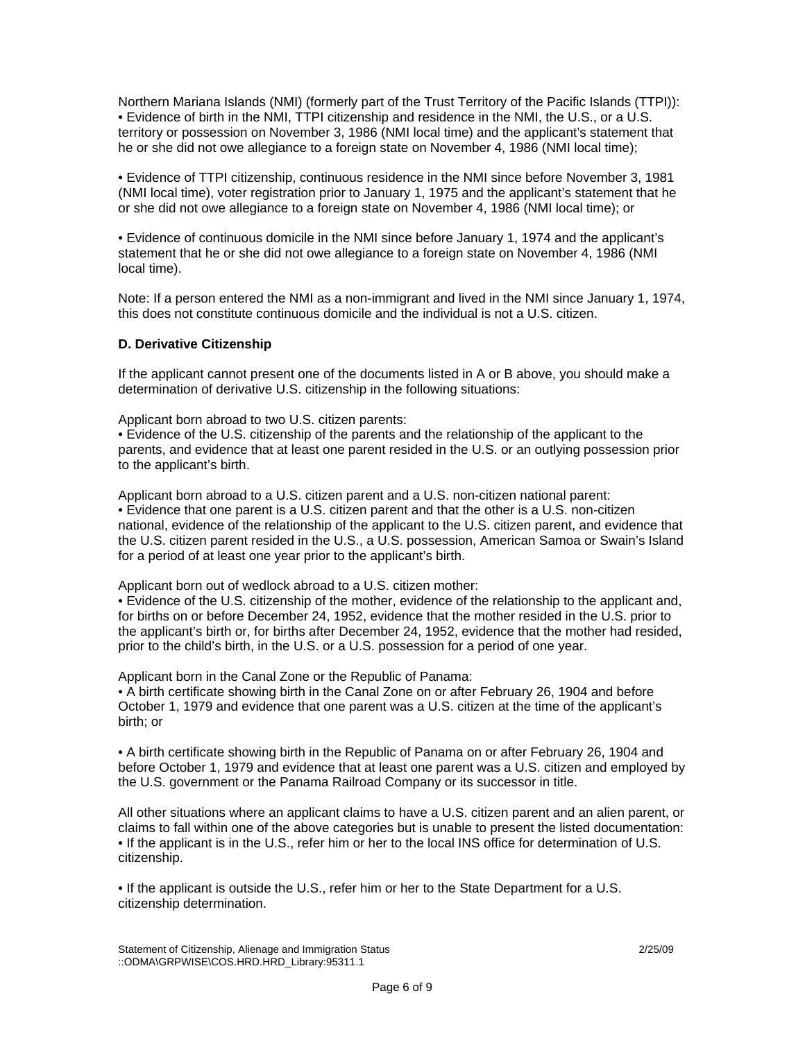Northern Mariana Islands (NMI) (formerly part of the Trust Territory of the Pacific Islands (TTPI)):
• Evidence of birth in the NMI, TTPI citizenship and residence in the NMI, the U.S., or a U.S. territory or possession on November 3, 1986 (NMI local time) and the applicant's statement that he or she did not owe allegiance to a foreign state on November 4, 1986 (NMI local time);

• Evidence of TTPI citizenship, continuous residence in the NMI since before November 3, 1981 (NMI local time), voter registration prior to January 1, 1975 and the applicant's statement that he or she did not owe allegiance to a foreign state on November 4, 1986 (NMI local time); or

• Evidence of continuous domicile in the NMI since before January 1, 1974 and the applicant's statement that he or she did not owe allegiance to a foreign state on November 4, 1986 (NMI local time).

Note: If a person entered the NMI as a non-immigrant and lived in the NMI since January 1, 1974, this does not constitute continuous domicile and the individual is not a U.S. citizen.

**D. Derivative Citizenship**

If the applicant cannot present one of the documents listed in A or B above, you should make a determination of derivative U.S. citizenship in the following situations:

Applicant born abroad to two U.S. citizen parents:
• Evidence of the U.S. citizenship of the parents and the relationship of the applicant to the parents, and evidence that at least one parent resided in the U.S. or an outlying possession prior to the applicant's birth.

Applicant born abroad to a U.S. citizen parent and a U.S. non-citizen national parent:
• Evidence that one parent is a U.S. citizen parent and that the other is a U.S. non-citizen national, evidence of the relationship of the applicant to the U.S. citizen parent, and evidence that the U.S. citizen parent resided in the U.S., a U.S. possession, American Samoa or Swain's Island for a period of at least one year prior to the applicant's birth.

Applicant born out of wedlock abroad to a U.S. citizen mother:
• Evidence of the U.S. citizenship of the mother, evidence of the relationship to the applicant and, for births on or before December 24, 1952, evidence that the mother resided in the U.S. prior to the applicant's birth or, for births after December 24, 1952, evidence that the mother had resided, prior to the child's birth, in the U.S. or a U.S. possession for a period of one year.

Applicant born in the Canal Zone or the Republic of Panama:
• A birth certificate showing birth in the Canal Zone on or after February 26, 1904 and before October 1, 1979 and evidence that one parent was a U.S. citizen at the time of the applicant's birth; or

• A birth certificate showing birth in the Republic of Panama on or after February 26, 1904 and before October 1, 1979 and evidence that at least one parent was a U.S. citizen and employed by the U.S. government or the Panama Railroad Company or its successor in title.

All other situations where an applicant claims to have a U.S. citizen parent and an alien parent, or claims to fall within one of the above categories but is unable to present the listed documentation:
• If the applicant is in the U.S., refer him or her to the local INS office for determination of U.S. citizenship.

• If the applicant is outside the U.S., refer him or her to the State Department for a U.S. citizenship determination.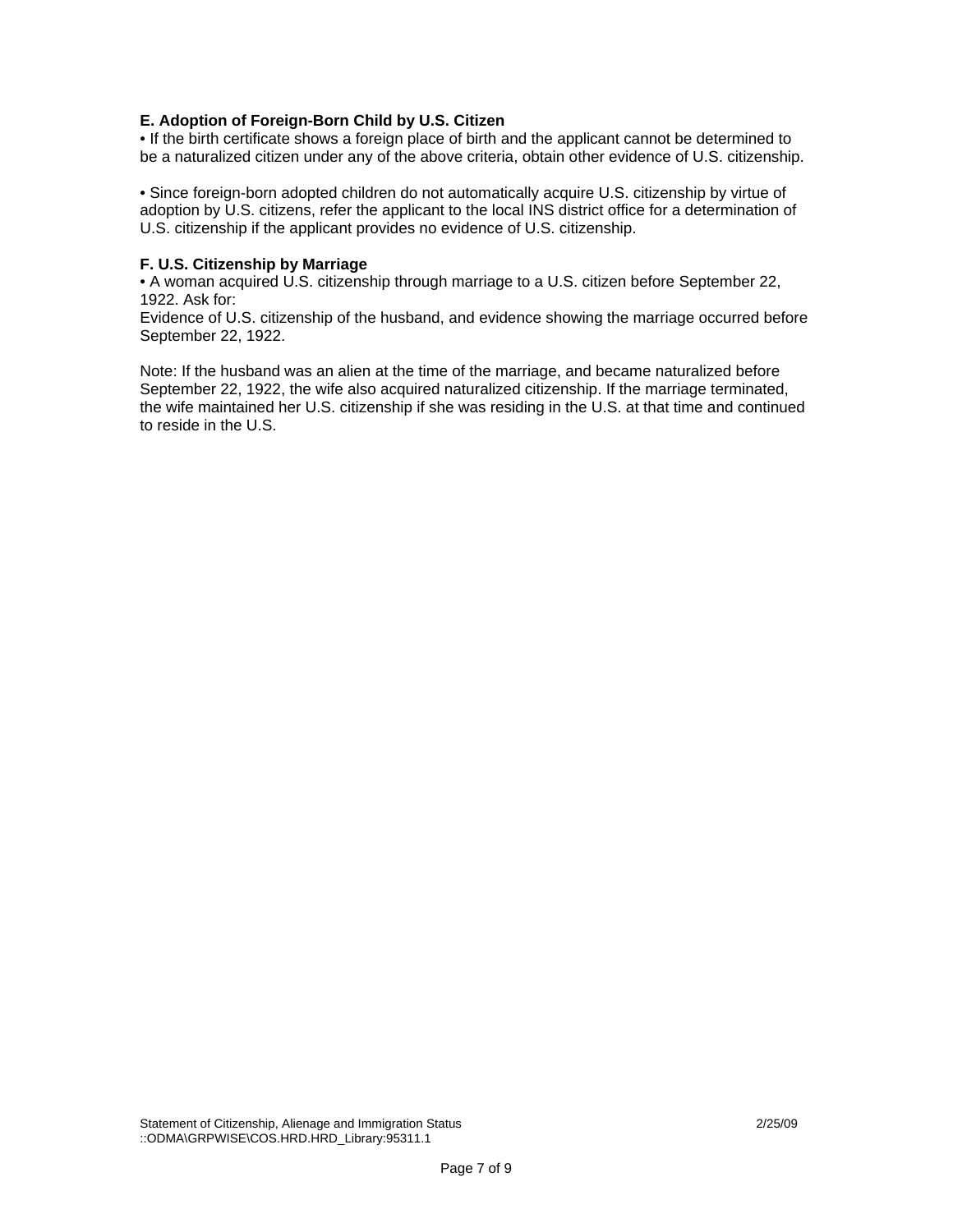**E. Adoption of Foreign-Born Child by U.S. Citizen**

- If the birth certificate shows a foreign place of birth and the applicant cannot be determined to be a naturalized citizen under any of the above criteria, obtain other evidence of U.S. citizenship.

- Since foreign-born adopted children do not automatically acquire U.S. citizenship by virtue of adoption by U.S. citizens, refer the applicant to the local INS district office for a determination of U.S. citizenship if the applicant provides no evidence of U.S. citizenship.

**F. U.S. Citizenship by Marriage**

- A woman acquired U.S. citizenship through marriage to a U.S. citizen before September 22, 1922. Ask for:

Evidence of U.S. citizenship of the husband, and evidence showing the marriage occurred before September 22, 1922.

Note: If the husband was an alien at the time of the marriage, and became naturalized before September 22, 1922, the wife also acquired naturalized citizenship. If the marriage terminated, the wife maintained her U.S. citizenship if she was residing in the U.S. at that time and continued to reside in the U.S.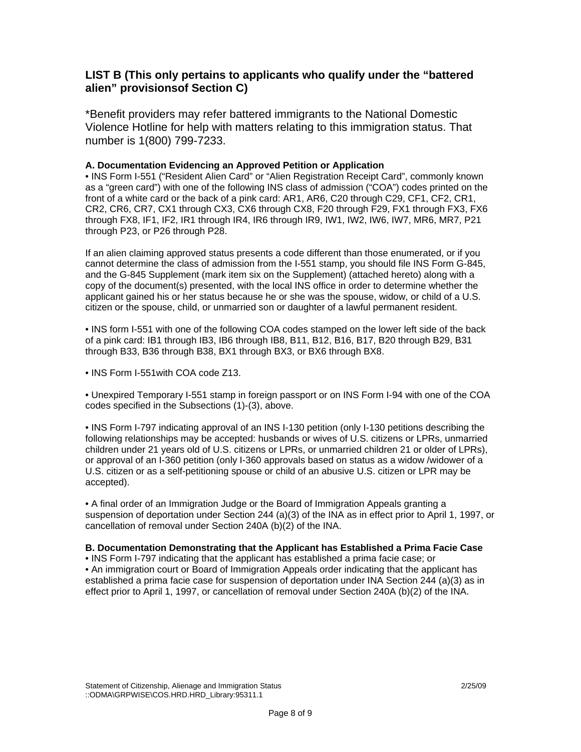## LIST B (This only pertains to applicants who qualify under the "battered alien" provisionsof Section C)

*Benefit providers may refer battered immigrants to the National Domestic Violence Hotline for help with matters relating to this immigration status. That number is 1(800) 799-7233.

**A. Documentation Evidencing an Approved Petition or Application**

- INS Form I-551 ("Resident Alien Card" or "Alien Registration Receipt Card", commonly known as a "green card") with one of the following INS class of admission ("COA") codes printed on the front of a white card or the back of a pink card: AR1, AR6, C20 through C29, CF1, CF2, CR1, CR2, CR6, CR7, CX1 through CX3, CX6 through CX8, F20 through F29, FX1 through FX3, FX6 through FX8, IF1, IF2, IR1 through IR4, IR6 through IR9, IW1, IW2, IW6, IW7, MR6, MR7, P21 through P23, or P26 through P28.

If an alien claiming approved status presents a code different than those enumerated, or if you cannot determine the class of admission from the I-551 stamp, you should file INS Form G-845, and the G-845 Supplement (mark item six on the Supplement) (attached hereto) along with a copy of the document(s) presented, with the local INS office in order to determine whether the applicant gained his or her status because he or she was the spouse, widow, or child of a U.S. citizen or the spouse, child, or unmarried son or daughter of a lawful permanent resident.

- INS form I-551 with one of the following COA codes stamped on the lower left side of the back of a pink card: IB1 through IB3, IB6 through IB8, B11, B12, B16, B17, B20 through B29, B31 through B33, B36 through B38, BX1 through BX3, or BX6 through BX8.

- INS Form I-551with COA code Z13.

- Unexpired Temporary I-551 stamp in foreign passport or on INS Form I-94 with one of the COA codes specified in the Subsections (1)-(3), above.

- INS Form I-797 indicating approval of an INS I-130 petition (only I-130 petitions describing the following relationships may be accepted: husbands or wives of U.S. citizens or LPRs, unmarried children under 21 years old of U.S. citizens or LPRs, or unmarried children 21 or older of LPRs), or approval of an I-360 petition (only I-360 approvals based on status as a widow /widower of a U.S. citizen or as a self-petitioning spouse or child of an abusive U.S. citizen or LPR may be accepted).

- A final order of an Immigration Judge or the Board of Immigration Appeals granting a suspension of deportation under Section 244 (a)(3) of the INA as in effect prior to April 1, 1997, or cancellation of removal under Section 240A (b)(2) of the INA.

**B. Documentation Demonstrating that the Applicant has Established a Prima Facie Case**

- INS Form I-797 indicating that the applicant has established a prima facie case; or
- An immigration court or Board of Immigration Appeals order indicating that the applicant has established a prima facie case for suspension of deportation under INA Section 244 (a)(3) as in effect prior to April 1, 1997, or cancellation of removal under Section 240A (b)(2) of the INA.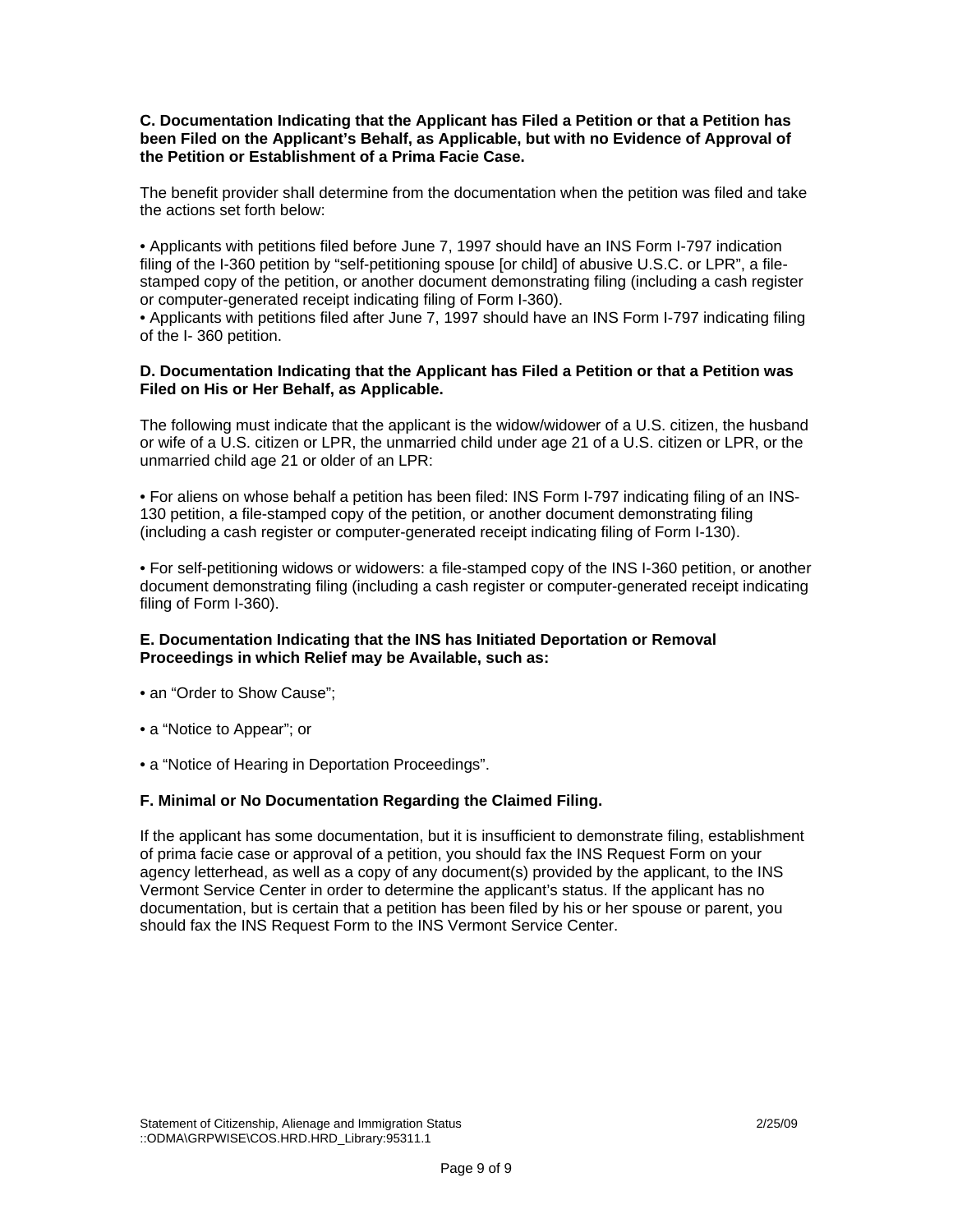**C. Documentation Indicating that the Applicant has Filed a Petition or that a Petition has been Filed on the Applicant's Behalf, as Applicable, but with no Evidence of Approval of the Petition or Establishment of a Prima Facie Case.**

The benefit provider shall determine from the documentation when the petition was filed and take the actions set forth below:

• Applicants with petitions filed before June 7, 1997 should have an INS Form I-797 indication filing of the I-360 petition by "self-petitioning spouse [or child] of abusive U.S.C. or LPR", a file-stamped copy of the petition, or another document demonstrating filing (including a cash register or computer-generated receipt indicating filing of Form I-360).
• Applicants with petitions filed after June 7, 1997 should have an INS Form I-797 indicating filing of the I- 360 petition.

**D. Documentation Indicating that the Applicant has Filed a Petition or that a Petition was Filed on His or Her Behalf, as Applicable.**

The following must indicate that the applicant is the widow/widower of a U.S. citizen, the husband or wife of a U.S. citizen or LPR, the unmarried child under age 21 of a U.S. citizen or LPR, or the unmarried child age 21 or older of an LPR:

• For aliens on whose behalf a petition has been filed: INS Form I-797 indicating filing of an INS-130 petition, a file-stamped copy of the petition, or another document demonstrating filing (including a cash register or computer-generated receipt indicating filing of Form I-130).

• For self-petitioning widows or widowers: a file-stamped copy of the INS I-360 petition, or another document demonstrating filing (including a cash register or computer-generated receipt indicating filing of Form I-360).

**E. Documentation Indicating that the INS has Initiated Deportation or Removal Proceedings in which Relief may be Available, such as:**

• an "Order to Show Cause";

• a "Notice to Appear"; or

• a "Notice of Hearing in Deportation Proceedings".

**F. Minimal or No Documentation Regarding the Claimed Filing.**

If the applicant has some documentation, but it is insufficient to demonstrate filing, establishment of prima facie case or approval of a petition, you should fax the INS Request Form on your agency letterhead, as well as a copy of any document(s) provided by the applicant, to the INS Vermont Service Center in order to determine the applicant's status. If the applicant has no documentation, but is certain that a petition has been filed by his or her spouse or parent, you should fax the INS Request Form to the INS Vermont Service Center.